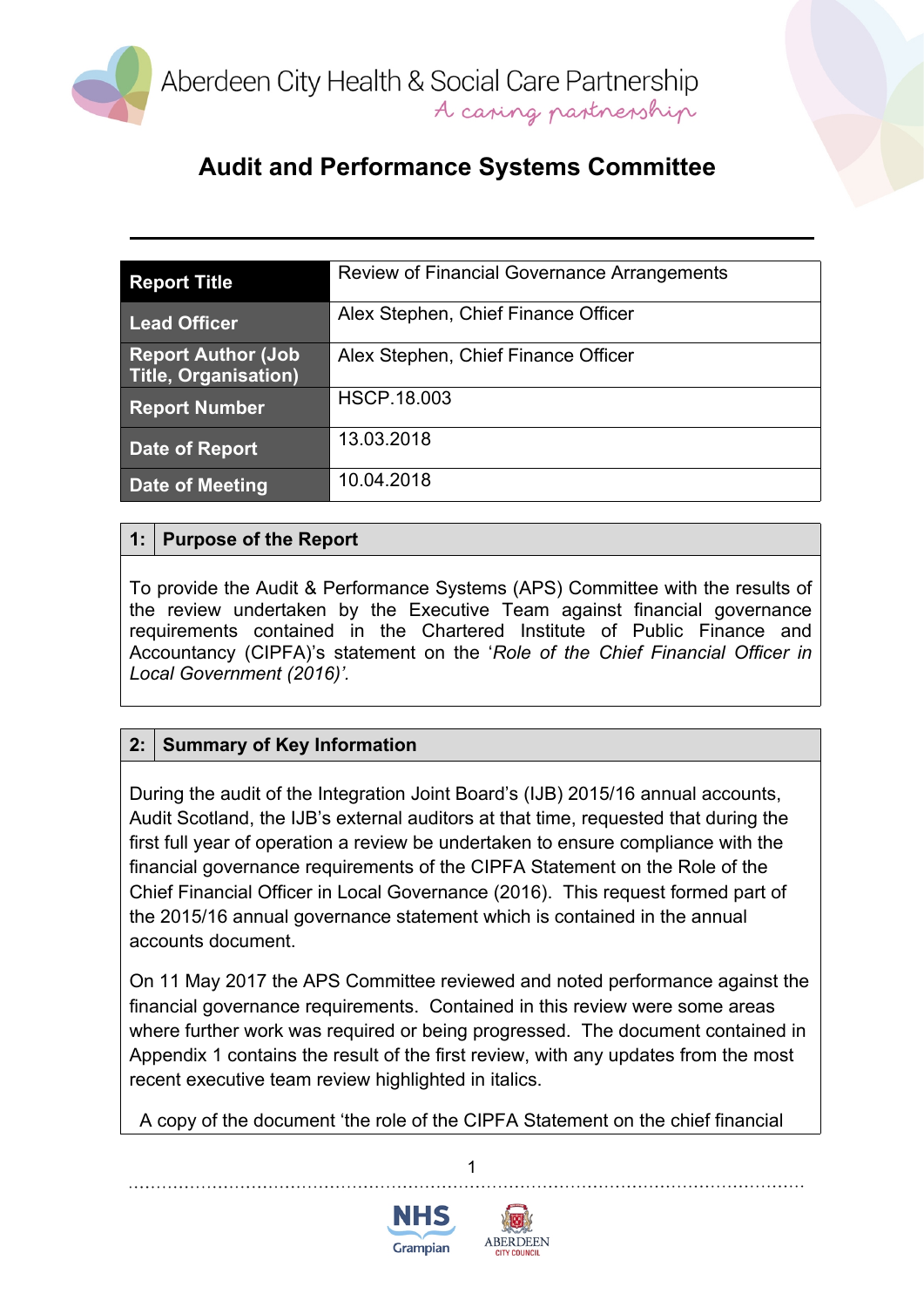Aberdeen City Health & Social Care Partnership

*A caring partnership*

# Audit and Performance Systems Committee

| **Report Title** | Review of Financial Governance Arrangements |
|---|---|
| **Lead Officer** | Alex Stephen, Chief Finance Officer |
| **Report Author (Job Title, Organisation)** | Alex Stephen, Chief Finance Officer |
| **Report Number** | HSCP.18.003 |
| **Date of Report** | 13.03.2018 |
| **Date of Meeting** | 10.04.2018 |

## 1: Purpose of the Report

To provide the Audit & Performance Systems (APS) Committee with the results of the review undertaken by the Executive Team against financial governance requirements contained in the Chartered Institute of Public Finance and Accountancy (CIPFA)'s statement on the '*Role of the Chief Financial Officer in Local Government (2016)'*.

## 2: Summary of Key Information

During the audit of the Integration Joint Board's (IJB) 2015/16 annual accounts, Audit Scotland, the IJB's external auditors at that time, requested that during the first full year of operation a review be undertaken to ensure compliance with the financial governance requirements of the CIPFA Statement on the Role of the Chief Financial Officer in Local Governance (2016). This request formed part of the 2015/16 annual governance statement which is contained in the annual accounts document.

On 11 May 2017 the APS Committee reviewed and noted performance against the financial governance requirements. Contained in this review were some areas where further work was required or being progressed. The document contained in Appendix 1 contains the result of the first review, with any updates from the most recent executive team review highlighted in italics.

A copy of the document 'the role of the CIPFA Statement on the chief financial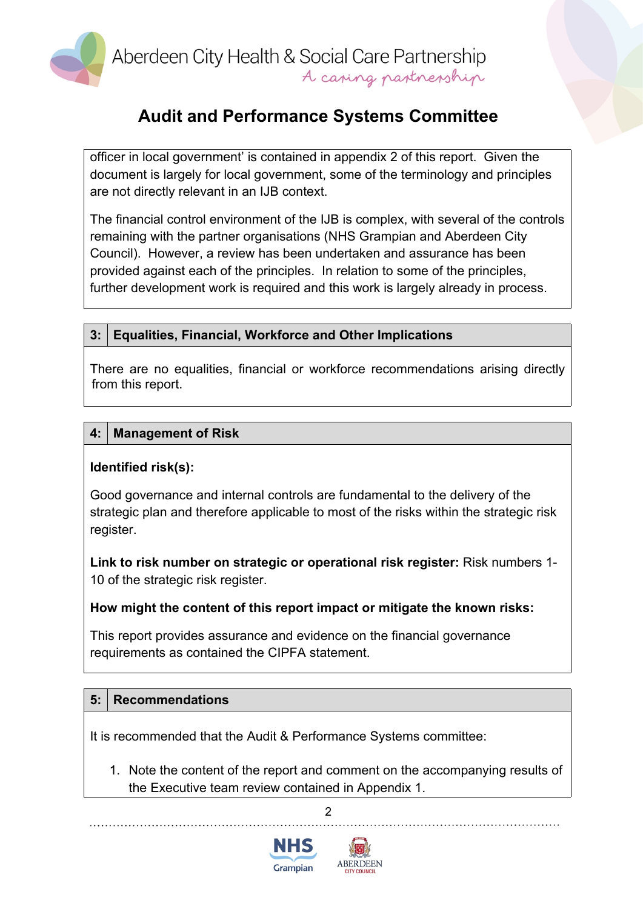officer in local government' is contained in appendix 2 of this report. Given the document is largely for local government, some of the terminology and principles are not directly relevant in an IJB context.

The financial control environment of the IJB is complex, with several of the controls remaining with the partner organisations (NHS Grampian and Aberdeen City Council). However, a review has been undertaken and assurance has been provided against each of the principles. In relation to some of the principles, further development work is required and this work is largely already in process.

## 3: Equalities, Financial, Workforce and Other Implications

There are no equalities, financial or workforce recommendations arising directly from this report.

## 4: Management of Risk

**Identified risk(s):**

Good governance and internal controls are fundamental to the delivery of the strategic plan and therefore applicable to most of the risks within the strategic risk register.

**Link to risk number on strategic or operational risk register:** Risk numbers 1-10 of the strategic risk register.

**How might the content of this report impact or mitigate the known risks:**

This report provides assurance and evidence on the financial governance requirements as contained the CIPFA statement.

## 5: Recommendations

It is recommended that the Audit & Performance Systems committee:

1. Note the content of the report and comment on the accompanying results of the Executive team review contained in Appendix 1.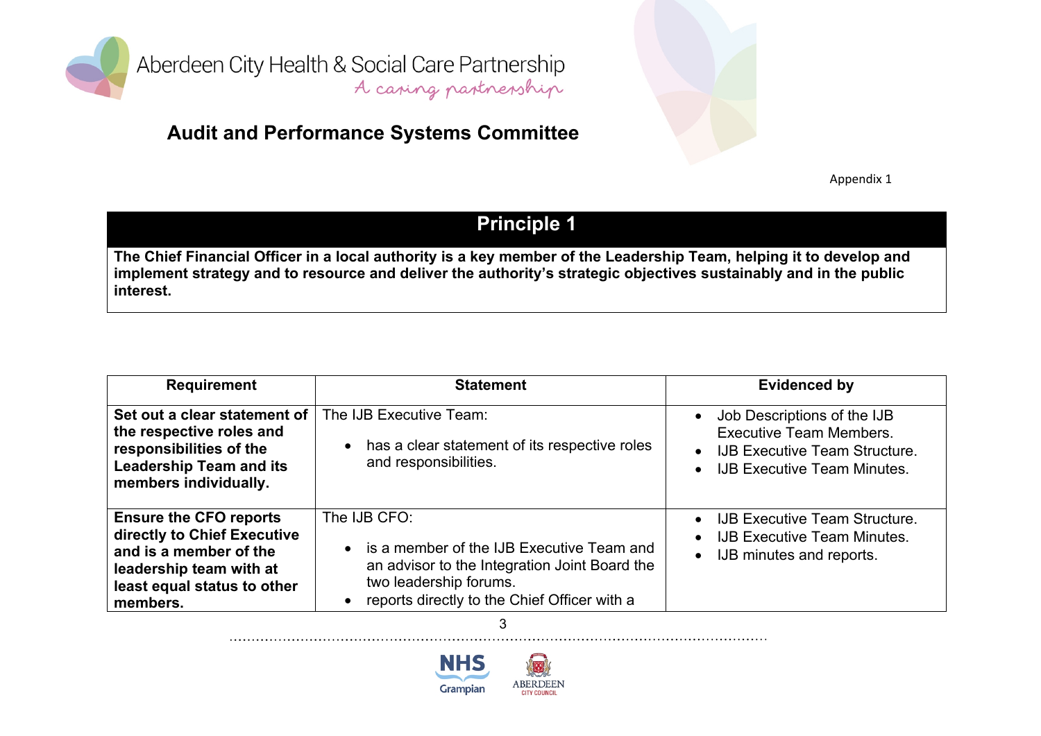Aberdeen City Health & Social Care Partnership

*A caring partnership*

## Audit and Performance Systems Committee

Appendix 1

## Principle 1

**The Chief Financial Officer in a local authority is a key member of the Leadership Team, helping it to develop and implement strategy and to resource and deliver the authority's strategic objectives sustainably and in the public interest.**

| Requirement | Statement | Evidenced by |
|---|---|---|
| **Set out a clear statement of the respective roles and responsibilities of the Leadership Team and its members individually.** | The IJB Executive Team: <br> • has a clear statement of its respective roles and responsibilities. | • Job Descriptions of the IJB Executive Team Members. <br> • IJB Executive Team Structure. <br> • IJB Executive Team Minutes. |
| **Ensure the CFO reports directly to Chief Executive and is a member of the leadership team with at least equal status to other members.** | The IJB CFO: <br> • is a member of the IJB Executive Team and an advisor to the Integration Joint Board the two leadership forums. <br> • reports directly to the Chief Officer with a | • IJB Executive Team Structure. <br> • IJB Executive Team Minutes. <br> • IJB minutes and reports. |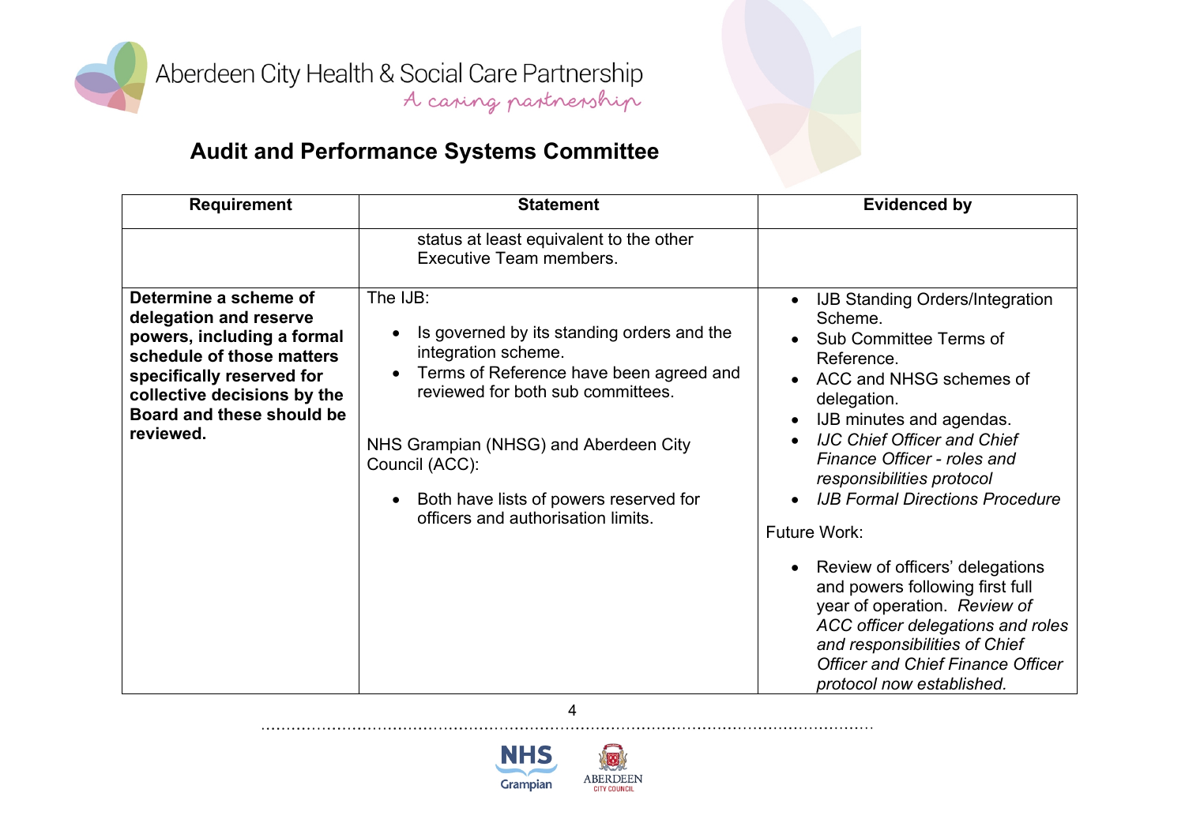## Audit and Performance Systems Committee

| Requirement | Statement | Evidenced by |
|---|---|---|
| | status at least equivalent to the other Executive Team members. | |
| **Determine a scheme of delegation and reserve powers, including a formal schedule of those matters specifically reserved for collective decisions by the Board and these should be reviewed.** | The IJB:<br><br>• Is governed by its standing orders and the integration scheme.<br>• Terms of Reference have been agreed and reviewed for both sub committees.<br><br>NHS Grampian (NHSG) and Aberdeen City Council (ACC):<br><br>• Both have lists of powers reserved for officers and authorisation limits. | • IJB Standing Orders/Integration Scheme.<br>• Sub Committee Terms of Reference.<br>• ACC and NHSG schemes of delegation.<br>• IJB minutes and agendas.<br>• *IJC Chief Officer and Chief Finance Officer - roles and responsibilities protocol*<br>• *IJB Formal Directions Procedure*<br><br>Future Work:<br><br>• Review of officers' delegations and powers following first full year of operation. *Review of ACC officer delegations and roles and responsibilities of Chief Officer and Chief Finance Officer protocol now established.* |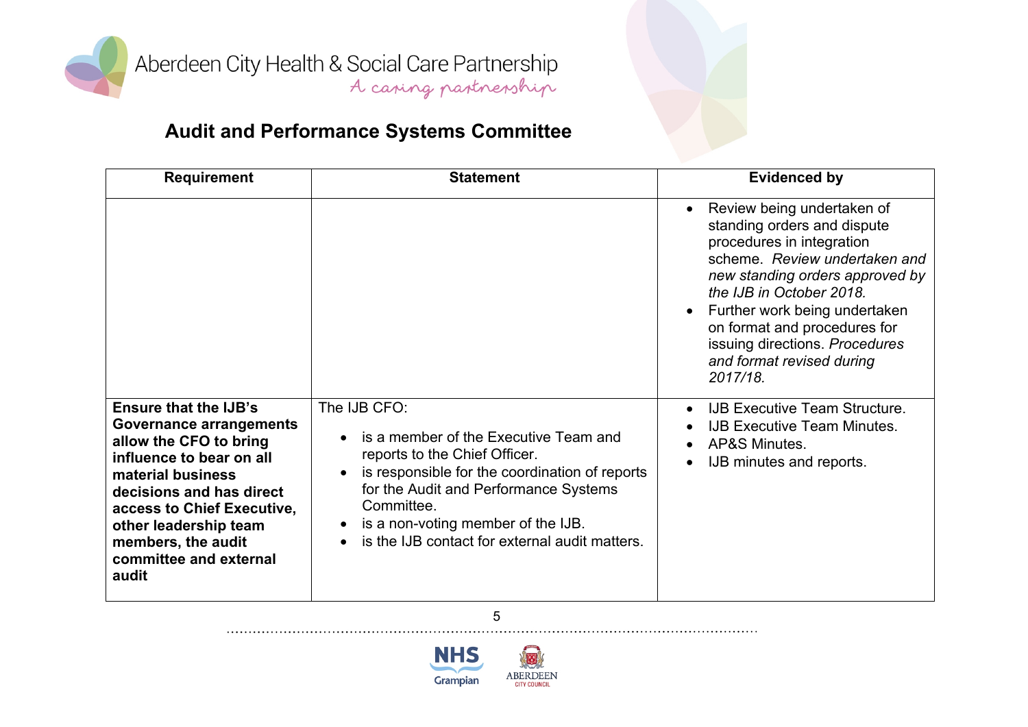Aberdeen City Health & Social Care Partnership
*A caring partnership*

## Audit and Performance Systems Committee

| Requirement | Statement | Evidenced by |
| --- | --- | --- |
| | | • Review being undertaken of standing orders and dispute procedures in integration scheme. *Review undertaken and new standing orders approved by the IJB in October 2018.*<br>• Further work being undertaken on format and procedures for issuing directions. *Procedures and format revised during 2017/18.* |
| **Ensure that the IJB's Governance arrangements allow the CFO to bring influence to bear on all material business decisions and has direct access to Chief Executive, other leadership team members, the audit committee and external audit** | The IJB CFO:<br>• is a member of the Executive Team and reports to the Chief Officer.<br>• is responsible for the coordination of reports for the Audit and Performance Systems Committee.<br>• is a non-voting member of the IJB.<br>• is the IJB contact for external audit matters. | • IJB Executive Team Structure.<br>• IJB Executive Team Minutes.<br>• AP&S Minutes.<br>• IJB minutes and reports. |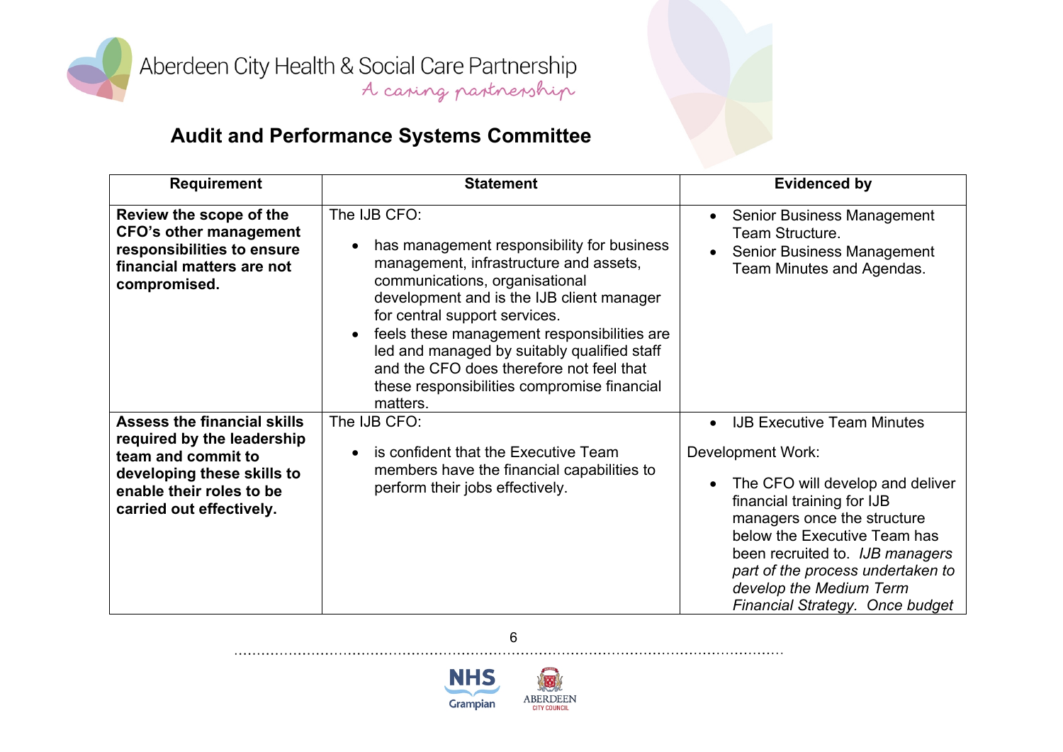## Audit and Performance Systems Committee

| Requirement | Statement | Evidenced by |
|---|---|---|
| **Review the scope of the CFO's other management responsibilities to ensure financial matters are not compromised.** | The IJB CFO: <br>• has management responsibility for business management, infrastructure and assets, communications, organisational development and is the IJB client manager for central support services. <br>• feels these management responsibilities are led and managed by suitably qualified staff and the CFO does therefore not feel that these responsibilities compromise financial matters. | • Senior Business Management Team Structure. <br>• Senior Business Management Team Minutes and Agendas. |
| **Assess the financial skills required by the leadership team and commit to developing these skills to enable their roles to be carried out effectively.** | The IJB CFO: <br>• is confident that the Executive Team members have the financial capabilities to perform their jobs effectively. | • IJB Executive Team Minutes <br><br>Development Work: <br>• The CFO will develop and deliver financial training for IJB managers once the structure below the Executive Team has been recruited to. *IJB managers part of the process undertaken to develop the Medium Term Financial Strategy. Once budget* |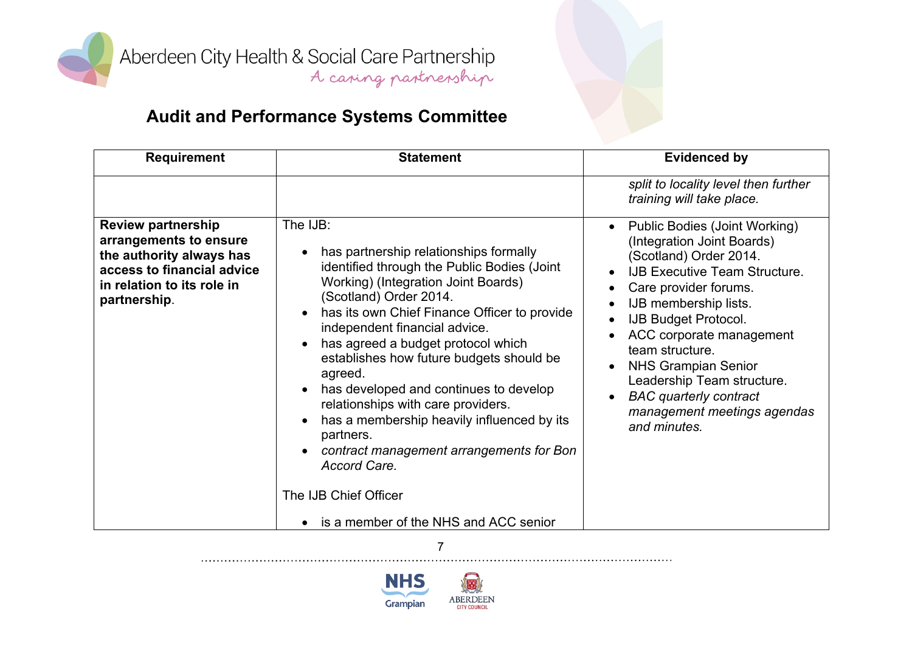## Audit and Performance Systems Committee

| Requirement | Statement | Evidenced by |
|---|---|---|
| | | *split to locality level then further training will take place.* |
| **Review partnership arrangements to ensure the authority always has access to financial advice in relation to its role in partnership**. | The IJB:<br>• has partnership relationships formally identified through the Public Bodies (Joint Working) (Integration Joint Boards) (Scotland) Order 2014.<br>• has its own Chief Finance Officer to provide independent financial advice.<br>• has agreed a budget protocol which establishes how future budgets should be agreed.<br>• has developed and continues to develop relationships with care providers.<br>• has a membership heavily influenced by its partners.<br>• *contract management arrangements for Bon Accord Care.*<br><br>The IJB Chief Officer<br>• is a member of the NHS and ACC senior | • Public Bodies (Joint Working) (Integration Joint Boards) (Scotland) Order 2014.<br>• IJB Executive Team Structure.<br>• Care provider forums.<br>• IJB membership lists.<br>• IJB Budget Protocol.<br>• ACC corporate management team structure.<br>• NHS Grampian Senior Leadership Team structure.<br>• *BAC quarterly contract management meetings agendas and minutes.* |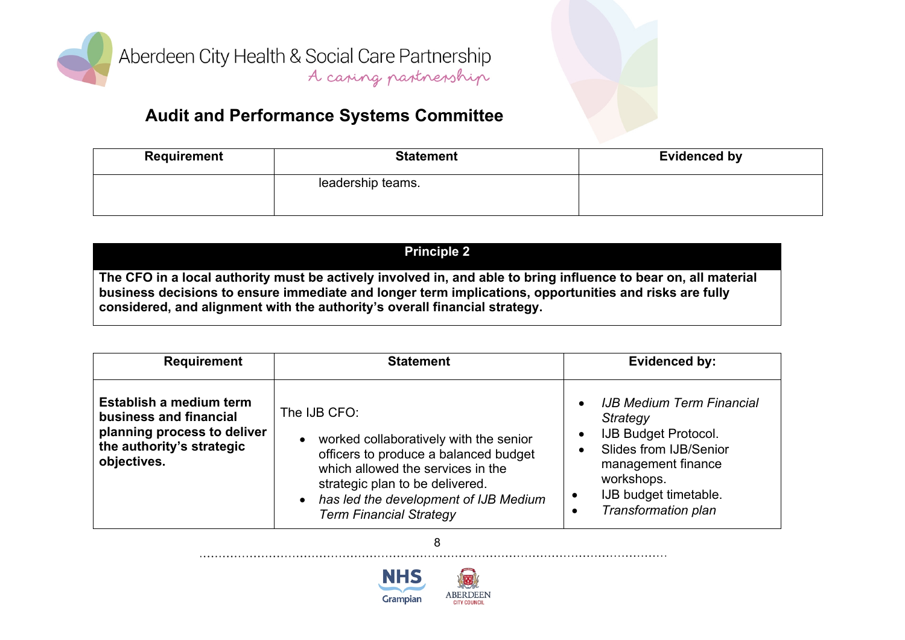## Audit and Performance Systems Committee

| Requirement | Statement | Evidenced by |
|---|---|---|
| | leadership teams. | |

| **Principle 2** |
|---|
| **The CFO in a local authority must be actively involved in, and able to bring influence to bear on, all material business decisions to ensure immediate and longer term implications, opportunities and risks are fully considered, and alignment with the authority's overall financial strategy.** |

| Requirement | Statement | Evidenced by: |
|---|---|---|
| **Establish a medium term business and financial planning process to deliver the authority's strategic objectives.** | The IJB CFO:<br>• worked collaboratively with the senior officers to produce a balanced budget which allowed the services in the strategic plan to be delivered.<br>• *has led the development of IJB Medium Term Financial Strategy* | • *IJB Medium Term Financial Strategy*<br>• IJB Budget Protocol.<br>• Slides from IJB/Senior management finance workshops.<br>• IJB budget timetable.<br>• *Transformation plan* |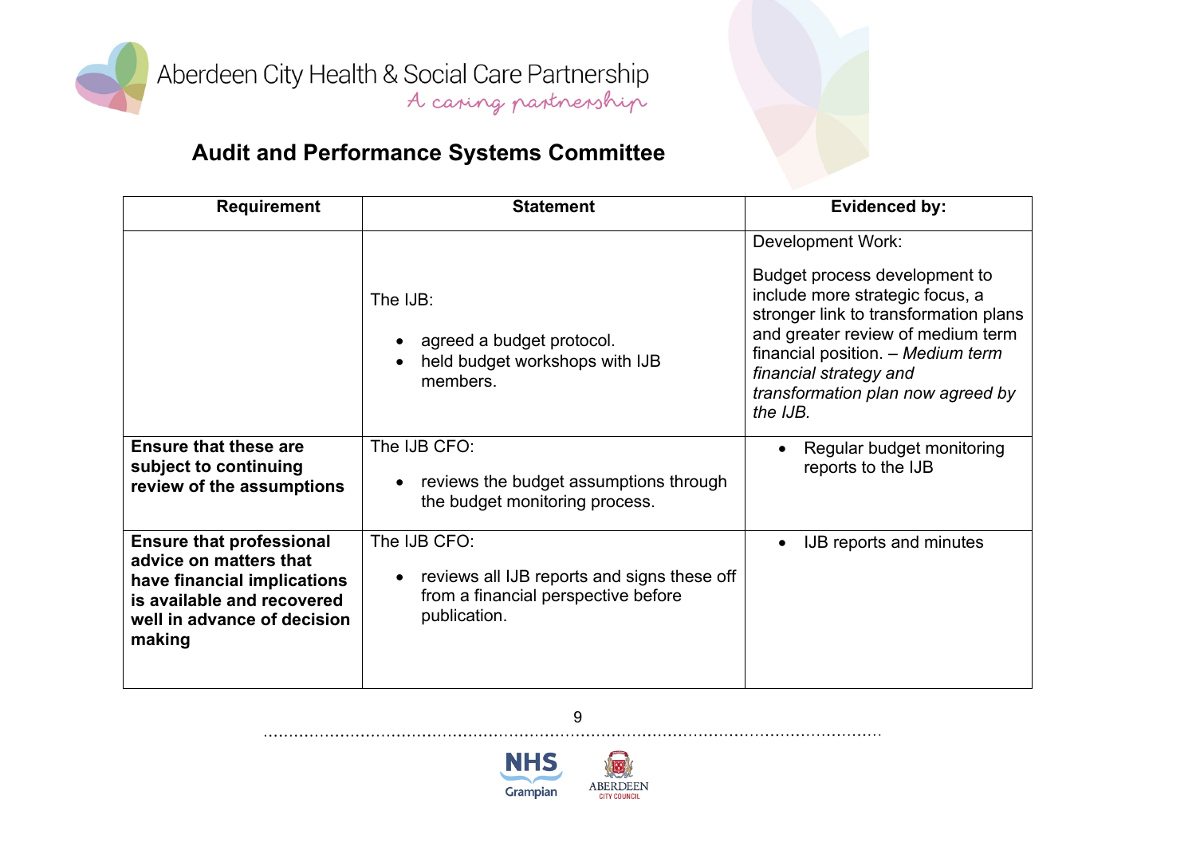## Audit and Performance Systems Committee

| Requirement | Statement | Evidenced by: |
|---|---|---|
| | The IJB:<br>• agreed a budget protocol.<br>• held budget workshops with IJB members. | Development Work:<br>Budget process development to include more strategic focus, a stronger link to transformation plans and greater review of medium term financial position. – *Medium term financial strategy and transformation plan now agreed by the IJB.* |
| **Ensure that these are subject to continuing review of the assumptions** | The IJB CFO:<br>• reviews the budget assumptions through the budget monitoring process. | • Regular budget monitoring reports to the IJB |
| **Ensure that professional advice on matters that have financial implications is available and recovered well in advance of decision making** | The IJB CFO:<br>• reviews all IJB reports and signs these off from a financial perspective before publication. | • IJB reports and minutes |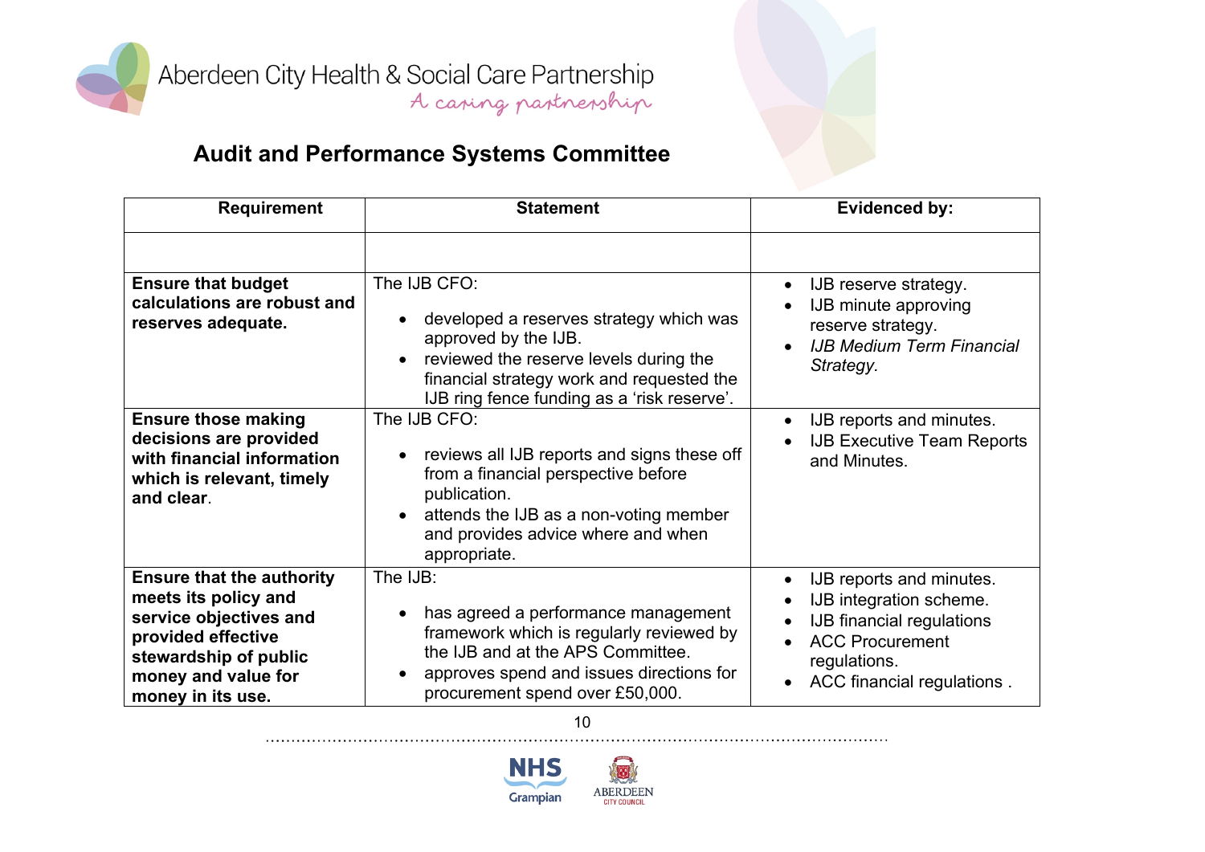## Audit and Performance Systems Committee

| Requirement | Statement | Evidenced by: |
|---|---|---|
| | | |
| **Ensure that budget calculations are robust and reserves adequate.** | The IJB CFO:<br>• developed a reserves strategy which was approved by the IJB.<br>• reviewed the reserve levels during the financial strategy work and requested the IJB ring fence funding as a 'risk reserve'. | • IJB reserve strategy.<br>• IJB minute approving reserve strategy.<br>• *IJB Medium Term Financial Strategy.* |
| **Ensure those making decisions are provided with financial information which is relevant, timely and clear**. | The IJB CFO:<br>• reviews all IJB reports and signs these off from a financial perspective before publication.<br>• attends the IJB as a non-voting member and provides advice where and when appropriate. | • IJB reports and minutes.<br>• IJB Executive Team Reports and Minutes. |
| **Ensure that the authority meets its policy and service objectives and provided effective stewardship of public money and value for money in its use.** | The IJB:<br>• has agreed a performance management framework which is regularly reviewed by the IJB and at the APS Committee.<br>• approves spend and issues directions for procurement spend over £50,000. | • IJB reports and minutes.<br>• IJB integration scheme.<br>• IJB financial regulations<br>• ACC Procurement regulations.<br>• ACC financial regulations . |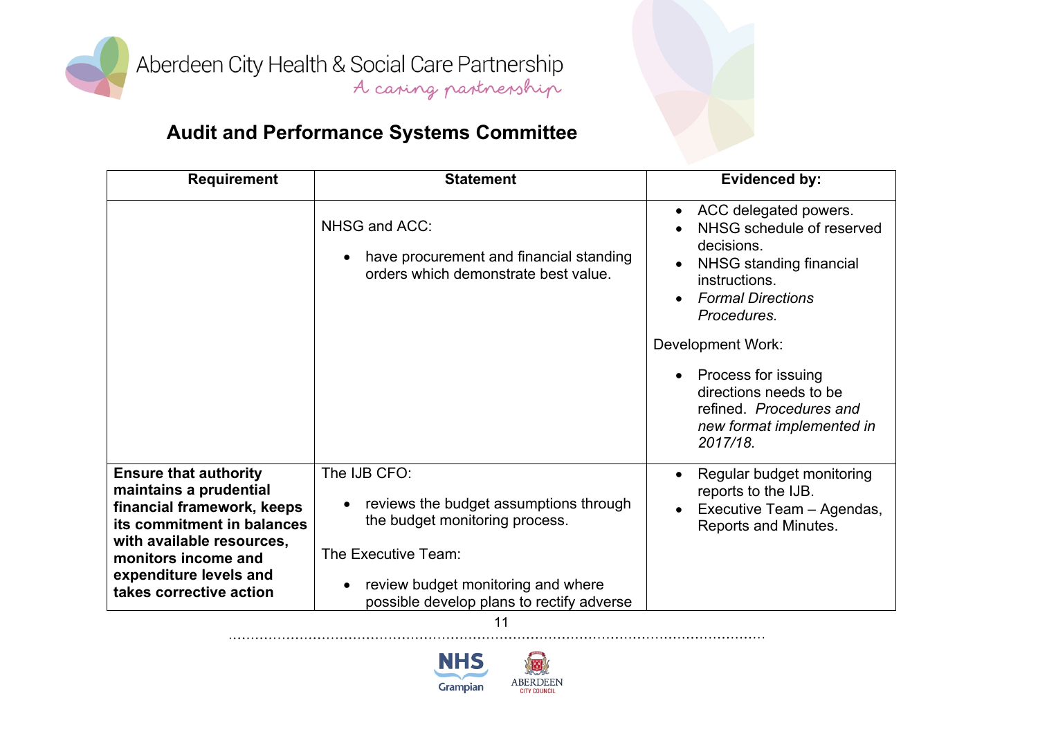## Audit and Performance Systems Committee

| Requirement | Statement | Evidenced by: |
|---|---|---|
| | NHSG and ACC:<br><br>• have procurement and financial standing orders which demonstrate best value. | • ACC delegated powers.<br>• NHSG schedule of reserved decisions.<br>• NHSG standing financial instructions.<br>• *Formal Directions Procedures.*<br><br>Development Work:<br><br>• Process for issuing directions needs to be refined. *Procedures and new format implemented in 2017/18.* |
| **Ensure that authority maintains a prudential financial framework, keeps its commitment in balances with available resources, monitors income and expenditure levels and takes corrective action** | The IJB CFO:<br><br>• reviews the budget assumptions through the budget monitoring process.<br><br>The Executive Team:<br><br>• review budget monitoring and where possible develop plans to rectify adverse | • Regular budget monitoring reports to the IJB.<br>• Executive Team – Agendas, Reports and Minutes. |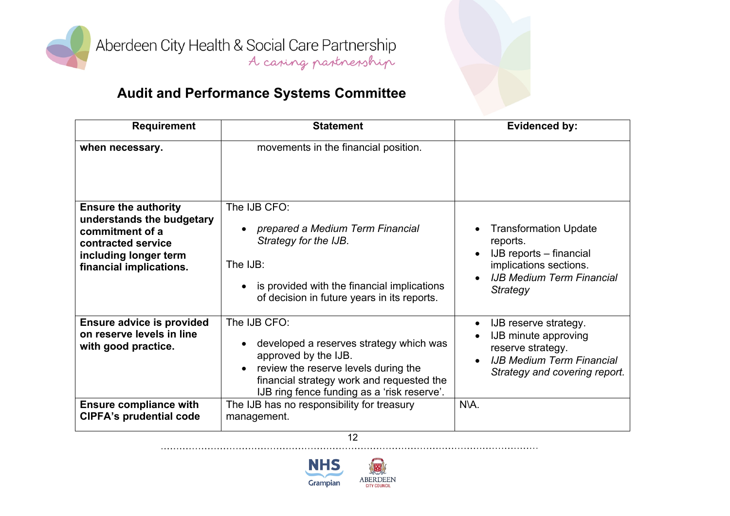## Audit and Performance Systems Committee

| Requirement | Statement | Evidenced by: |
|---|---|---|
| **when necessary.** | movements in the financial position. | |
| **Ensure the authority understands the budgetary commitment of a contracted service including longer term financial implications.** | The IJB CFO:<br>• *prepared a Medium Term Financial Strategy for the IJB*.<br><br>The IJB:<br>• is provided with the financial implications of decision in future years in its reports. | • Transformation Update reports.<br>• IJB reports – financial implications sections.<br>• *IJB Medium Term Financial Strategy* |
| **Ensure advice is provided on reserve levels in line with good practice.** | The IJB CFO:<br>• developed a reserves strategy which was approved by the IJB.<br>• review the reserve levels during the financial strategy work and requested the IJB ring fence funding as a 'risk reserve'. | • IJB reserve strategy.<br>• IJB minute approving reserve strategy.<br>• *IJB Medium Term Financial Strategy and covering report.* |
| **Ensure compliance with CIPFA's prudential code** | The IJB has no responsibility for treasury management. | N\A. |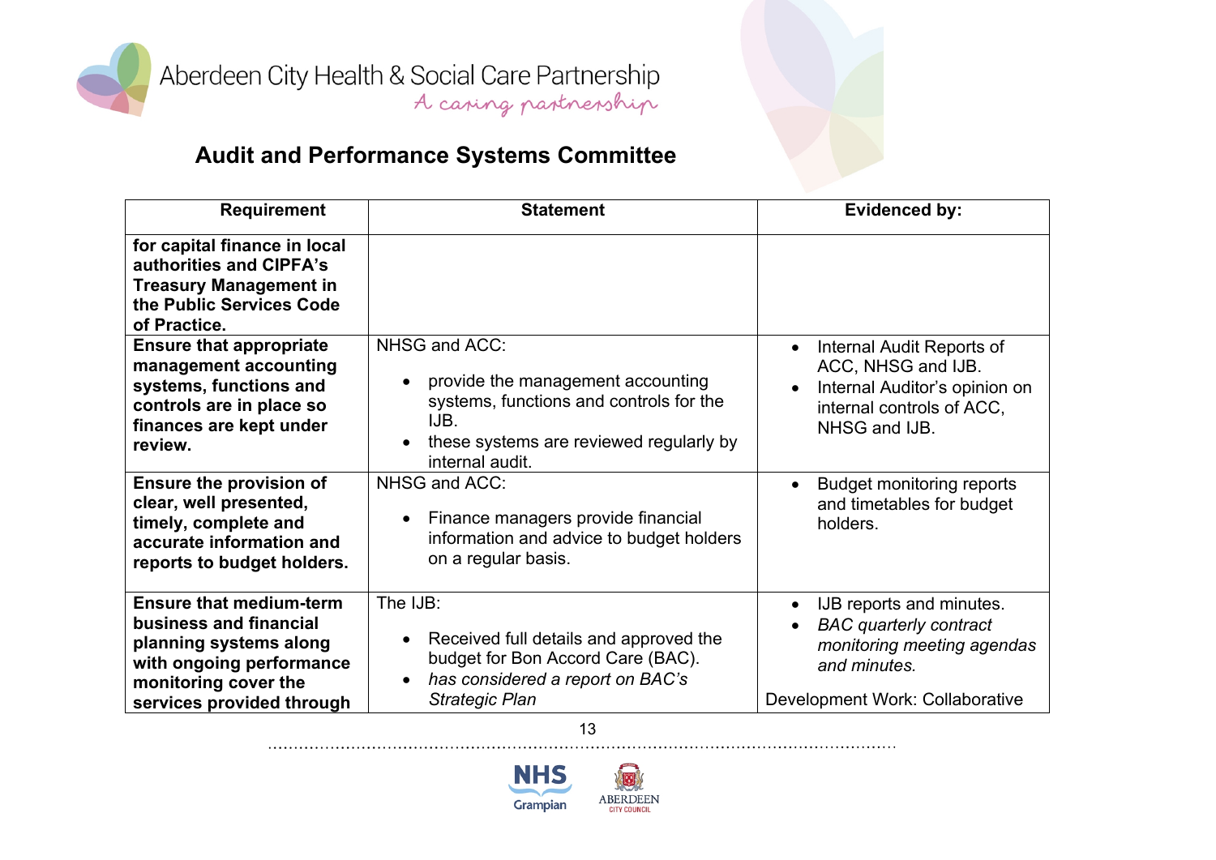## Audit and Performance Systems Committee

| Requirement | Statement | Evidenced by: |
|---|---|---|
| **for capital finance in local authorities and CIPFA's Treasury Management in the Public Services Code of Practice.** | | |
| **Ensure that appropriate management accounting systems, functions and controls are in place so finances are kept under review.** | NHSG and ACC:<br>• provide the management accounting systems, functions and controls for the IJB.<br>• these systems are reviewed regularly by internal audit. | • Internal Audit Reports of ACC, NHSG and IJB.<br>• Internal Auditor's opinion on internal controls of ACC, NHSG and IJB. |
| **Ensure the provision of clear, well presented, timely, complete and accurate information and reports to budget holders.** | NHSG and ACC:<br>• Finance managers provide financial information and advice to budget holders on a regular basis. | • Budget monitoring reports and timetables for budget holders. |
| **Ensure that medium-term business and financial planning systems along with ongoing performance monitoring cover the services provided through** | The IJB:<br>• Received full details and approved the budget for Bon Accord Care (BAC).<br>• *has considered a report on BAC's Strategic Plan* | • IJB reports and minutes.<br>• *BAC quarterly contract monitoring meeting agendas and minutes.*<br><br>Development Work: Collaborative |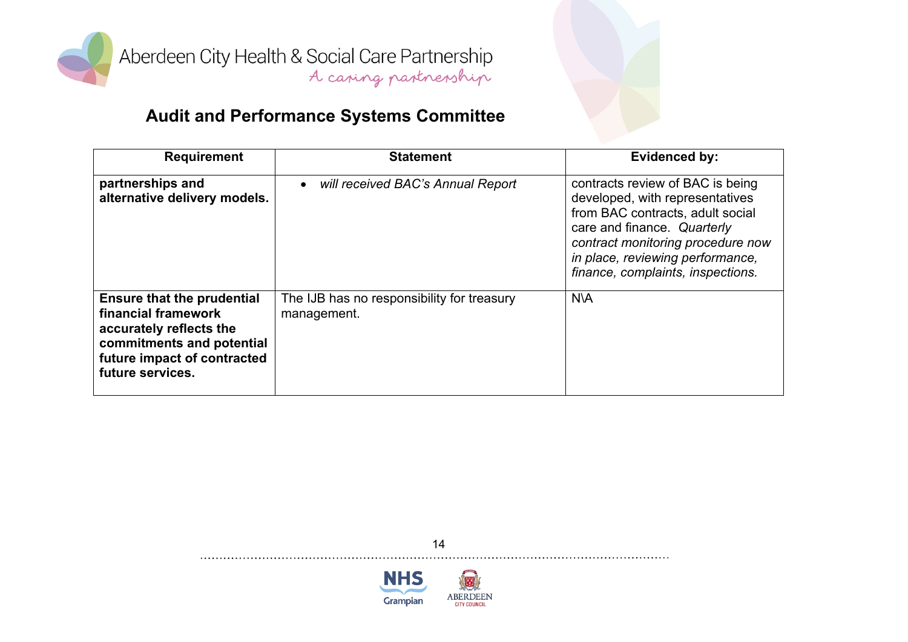## Audit and Performance Systems Committee

| Requirement | Statement | Evidenced by: |
|---|---|---|
| **partnerships and alternative delivery models.** | • *will received BAC's Annual Report* | contracts review of BAC is being developed, with representatives from BAC contracts, adult social care and finance. *Quarterly contract monitoring procedure now in place, reviewing performance, finance, complaints, inspections.* |
| **Ensure that the prudential financial framework accurately reflects the commitments and potential future impact of contracted future services.** | The IJB has no responsibility for treasury management. | N\A |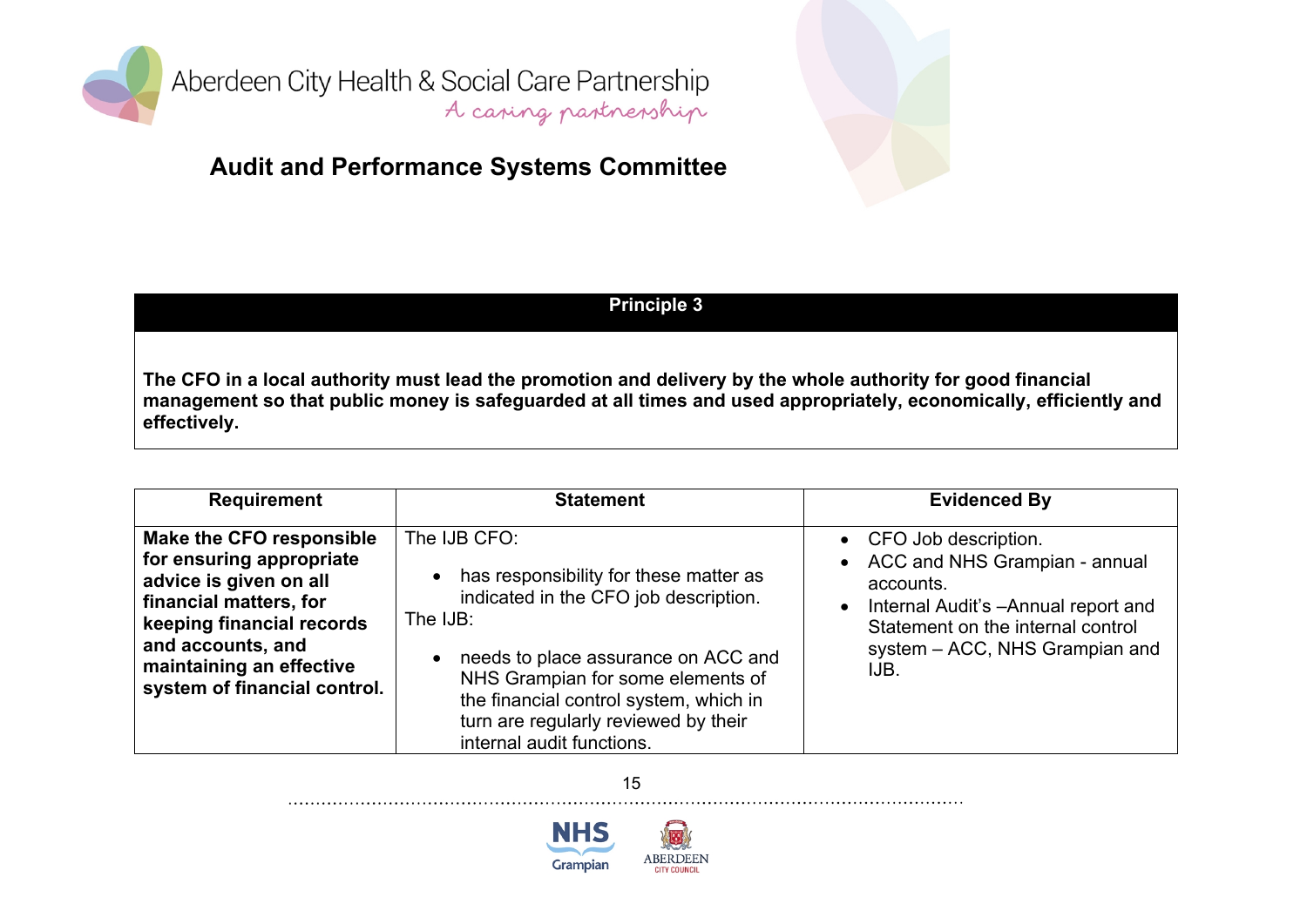Aberdeen City Health & Social Care Partnership
A caring partnership

## Audit and Performance Systems Committee

| Principle 3 |
|---|
| **The CFO in a local authority must lead the promotion and delivery by the whole authority for good financial management so that public money is safeguarded at all times and used appropriately, economically, efficiently and effectively.** |

| Requirement | Statement | Evidenced By |
|---|---|---|
| **Make the CFO responsible for ensuring appropriate advice is given on all financial matters, for keeping financial records and accounts, and maintaining an effective system of financial control.** | The IJB CFO: <br> • has responsibility for these matter as indicated in the CFO job description. <br> The IJB: <br> • needs to place assurance on ACC and NHS Grampian for some elements of the financial control system, which in turn are regularly reviewed by their internal audit functions. | • CFO Job description. <br> • ACC and NHS Grampian - annual accounts. <br> • Internal Audit's –Annual report and Statement on the internal control system – ACC, NHS Grampian and IJB. |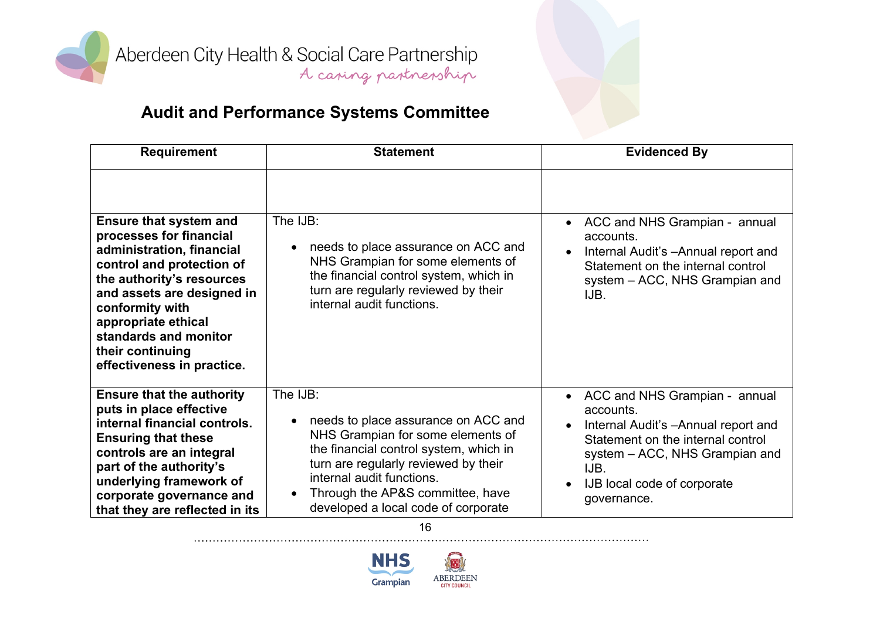## Audit and Performance Systems Committee

| Requirement | Statement | Evidenced By |
|---|---|---|
| | | |
| **Ensure that system and processes for financial administration, financial control and protection of the authority's resources and assets are designed in conformity with appropriate ethical standards and monitor their continuing effectiveness in practice.** | The IJB:<br>• needs to place assurance on ACC and NHS Grampian for some elements of the financial control system, which in turn are regularly reviewed by their internal audit functions. | • ACC and NHS Grampian - annual accounts.<br>• Internal Audit's –Annual report and Statement on the internal control system – ACC, NHS Grampian and IJB. |
| **Ensure that the authority puts in place effective internal financial controls. Ensuring that these controls are an integral part of the authority's underlying framework of corporate governance and that they are reflected in its** | The IJB:<br>• needs to place assurance on ACC and NHS Grampian for some elements of the financial control system, which in turn are regularly reviewed by their internal audit functions.<br>• Through the AP&S committee, have developed a local code of corporate | • ACC and NHS Grampian - annual accounts.<br>• Internal Audit's –Annual report and Statement on the internal control system – ACC, NHS Grampian and IJB.<br>• IJB local code of corporate governance. |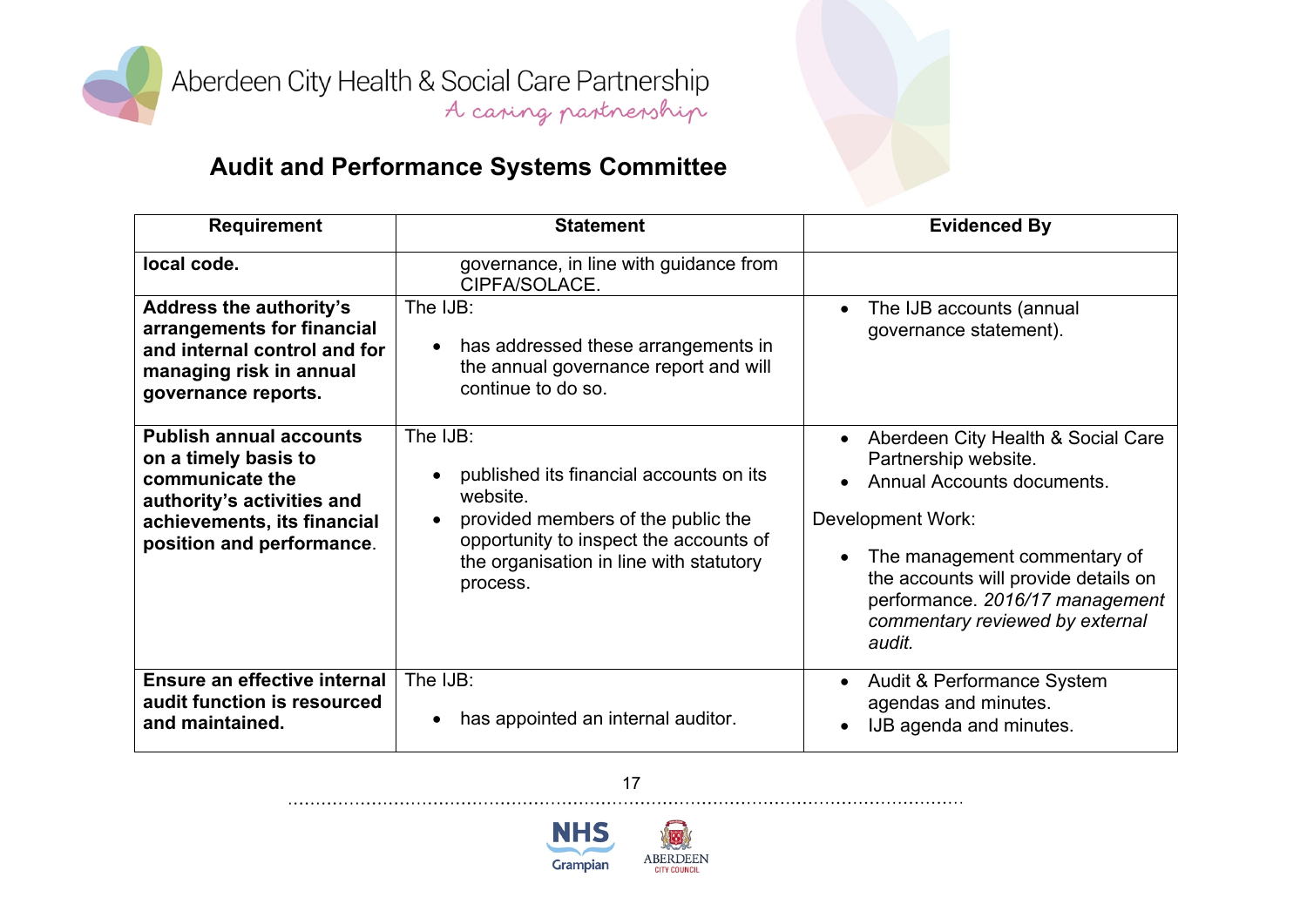# Audit and Performance Systems Committee

| Requirement | Statement | Evidenced By |
|---|---|---|
| **local code.** | governance, in line with guidance from CIPFA/SOLACE. | |
| **Address the authority's arrangements for financial and internal control and for managing risk in annual governance reports.** | The IJB:<br>• has addressed these arrangements in the annual governance report and will continue to do so. | • The IJB accounts (annual governance statement). |
| **Publish annual accounts on a timely basis to communicate the authority's activities and achievements, its financial position and performance**. | The IJB:<br>• published its financial accounts on its website.<br>• provided members of the public the opportunity to inspect the accounts of the organisation in line with statutory process. | • Aberdeen City Health & Social Care Partnership website.<br>• Annual Accounts documents.<br><br>Development Work:<br>• The management commentary of the accounts will provide details on performance. *2016/17 management commentary reviewed by external audit.* |
| **Ensure an effective internal audit function is resourced and maintained.** | The IJB:<br>• has appointed an internal auditor. | • Audit & Performance System agendas and minutes.<br>• IJB agenda and minutes. |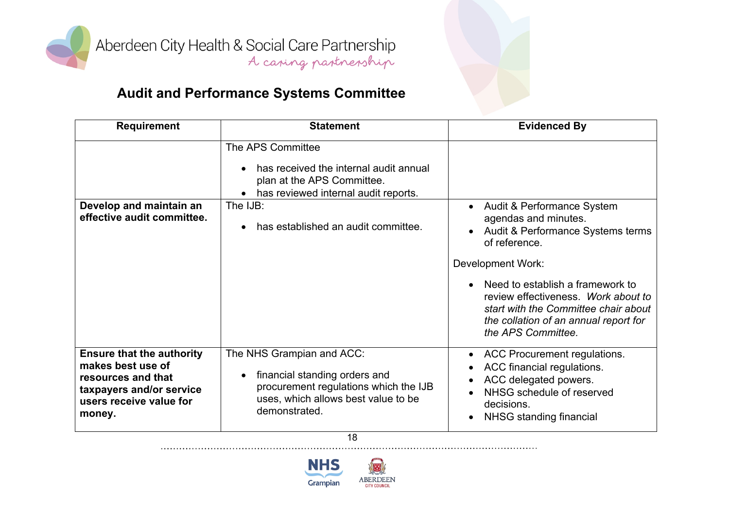Aberdeen City Health & Social Care Partnership

A caring partnership

## Audit and Performance Systems Committee

| Requirement | Statement | Evidenced By |
|---|---|---|
| | The APS Committee<br><br>• has received the internal audit annual plan at the APS Committee.<br>• has reviewed internal audit reports. | |
| **Develop and maintain an effective audit committee.** | The IJB:<br><br>• has established an audit committee. | • Audit & Performance System agendas and minutes.<br>• Audit & Performance Systems terms of reference.<br><br>Development Work:<br><br>• Need to establish a framework to review effectiveness. *Work about to start with the Committee chair about the collation of an annual report for the APS Committee.* |
| **Ensure that the authority makes best use of resources and that taxpayers and/or service users receive value for money.** | The NHS Grampian and ACC:<br><br>• financial standing orders and procurement regulations which the IJB uses, which allows best value to be demonstrated. | • ACC Procurement regulations.<br>• ACC financial regulations.<br>• ACC delegated powers.<br>• NHSG schedule of reserved decisions.<br>• NHSG standing financial |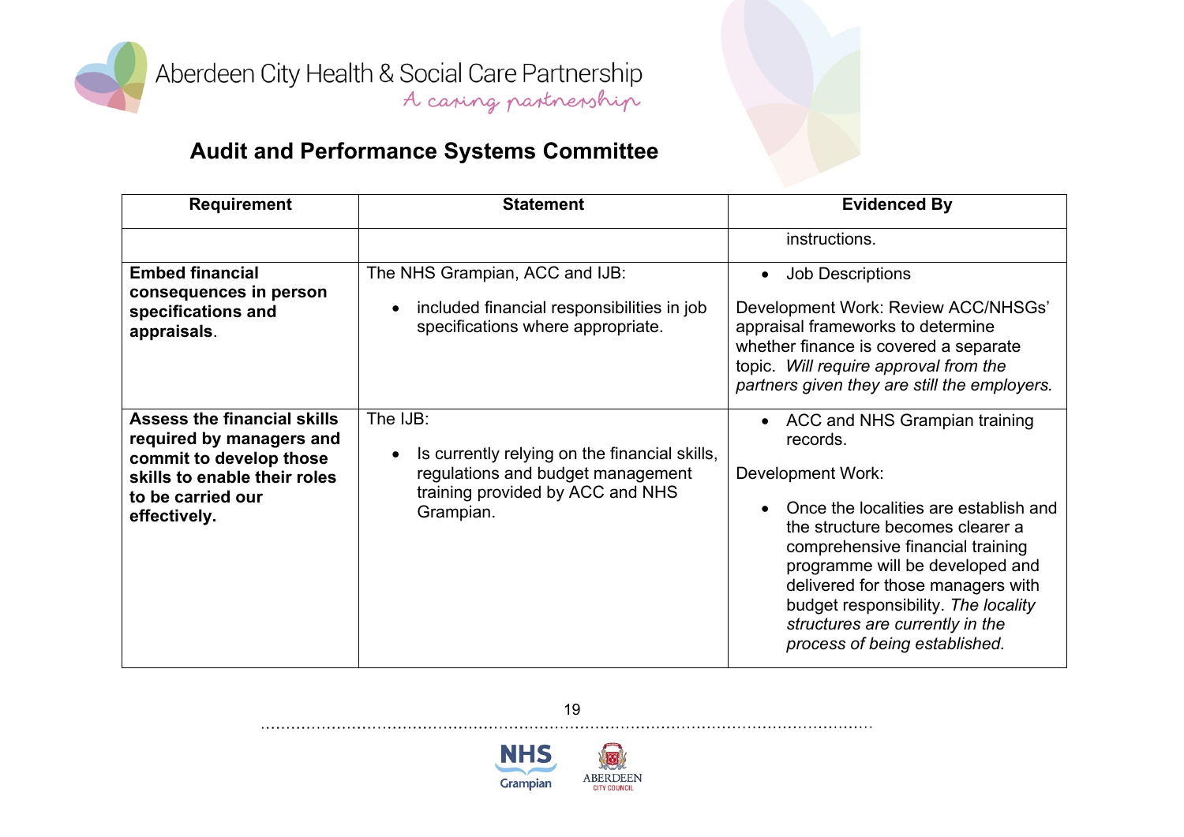## Audit and Performance Systems Committee

| Requirement | Statement | Evidenced By |
|---|---|---|
| | | instructions. |
| **Embed financial consequences in person specifications and appraisals**. | The NHS Grampian, ACC and IJB:<br><br>• included financial responsibilities in job specifications where appropriate. | • Job Descriptions<br><br>Development Work: Review ACC/NHSGs' appraisal frameworks to determine whether finance is covered a separate topic. *Will require approval from the partners given they are still the employers.* |
| **Assess the financial skills required by managers and commit to develop those skills to enable their roles to be carried our effectively.** | The IJB:<br><br>• Is currently relying on the financial skills, regulations and budget management training provided by ACC and NHS Grampian. | • ACC and NHS Grampian training records.<br><br>Development Work:<br><br>• Once the localities are establish and the structure becomes clearer a comprehensive financial training programme will be developed and delivered for those managers with budget responsibility. *The locality structures are currently in the process of being established.* |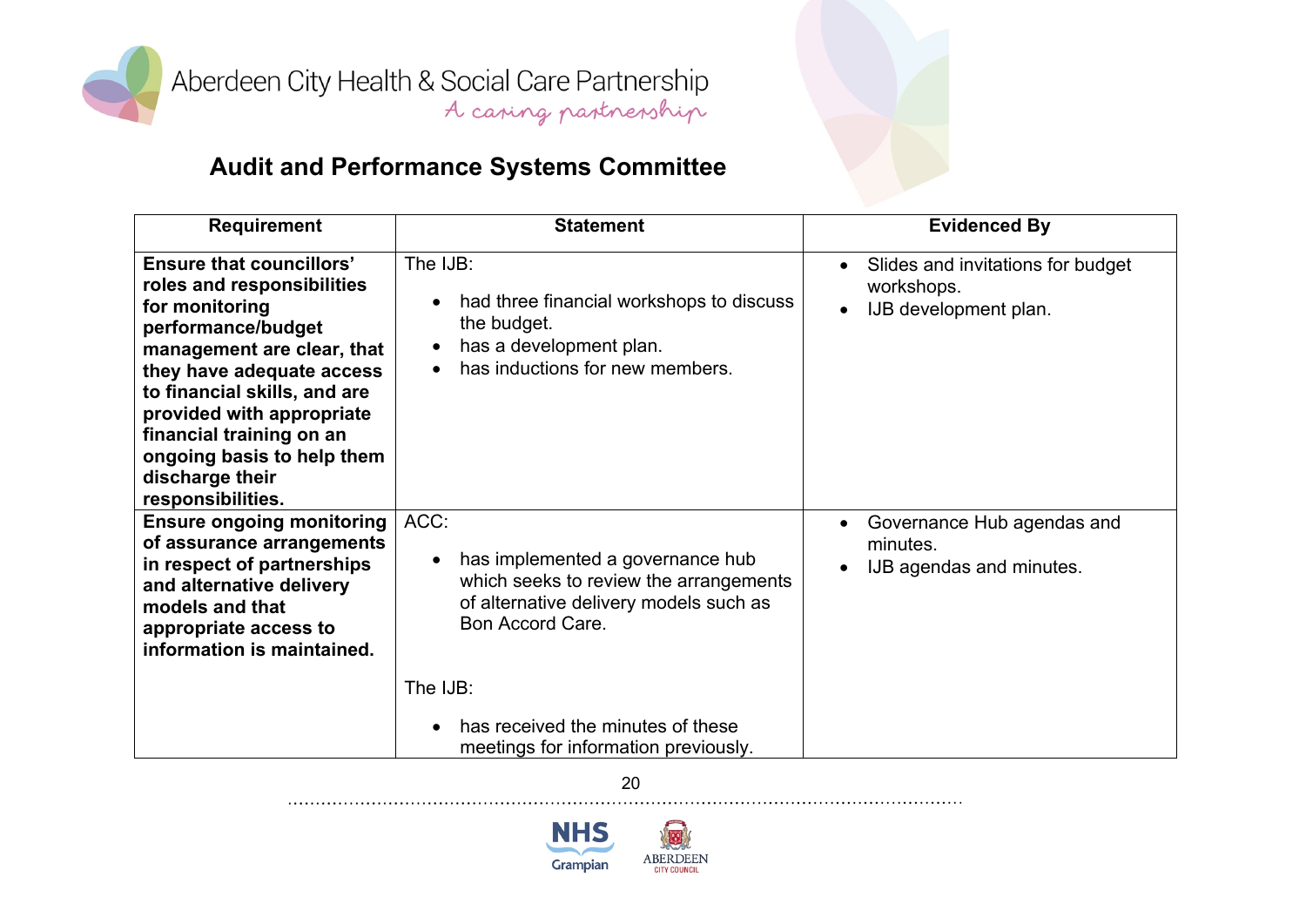## Audit and Performance Systems Committee

| Requirement | Statement | Evidenced By |
|---|---|---|
| **Ensure that councillors' roles and responsibilities for monitoring performance/budget management are clear, that they have adequate access to financial skills, and are provided with appropriate financial training on an ongoing basis to help them discharge their responsibilities.** | The IJB:<br>• had three financial workshops to discuss the budget.<br>• has a development plan.<br>• has inductions for new members. | • Slides and invitations for budget workshops.<br>• IJB development plan. |
| **Ensure ongoing monitoring of assurance arrangements in respect of partnerships and alternative delivery models and that appropriate access to information is maintained.** | ACC:<br>• has implemented a governance hub which seeks to review the arrangements of alternative delivery models such as Bon Accord Care.<br><br>The IJB:<br>• has received the minutes of these meetings for information previously. | • Governance Hub agendas and minutes.<br>• IJB agendas and minutes. |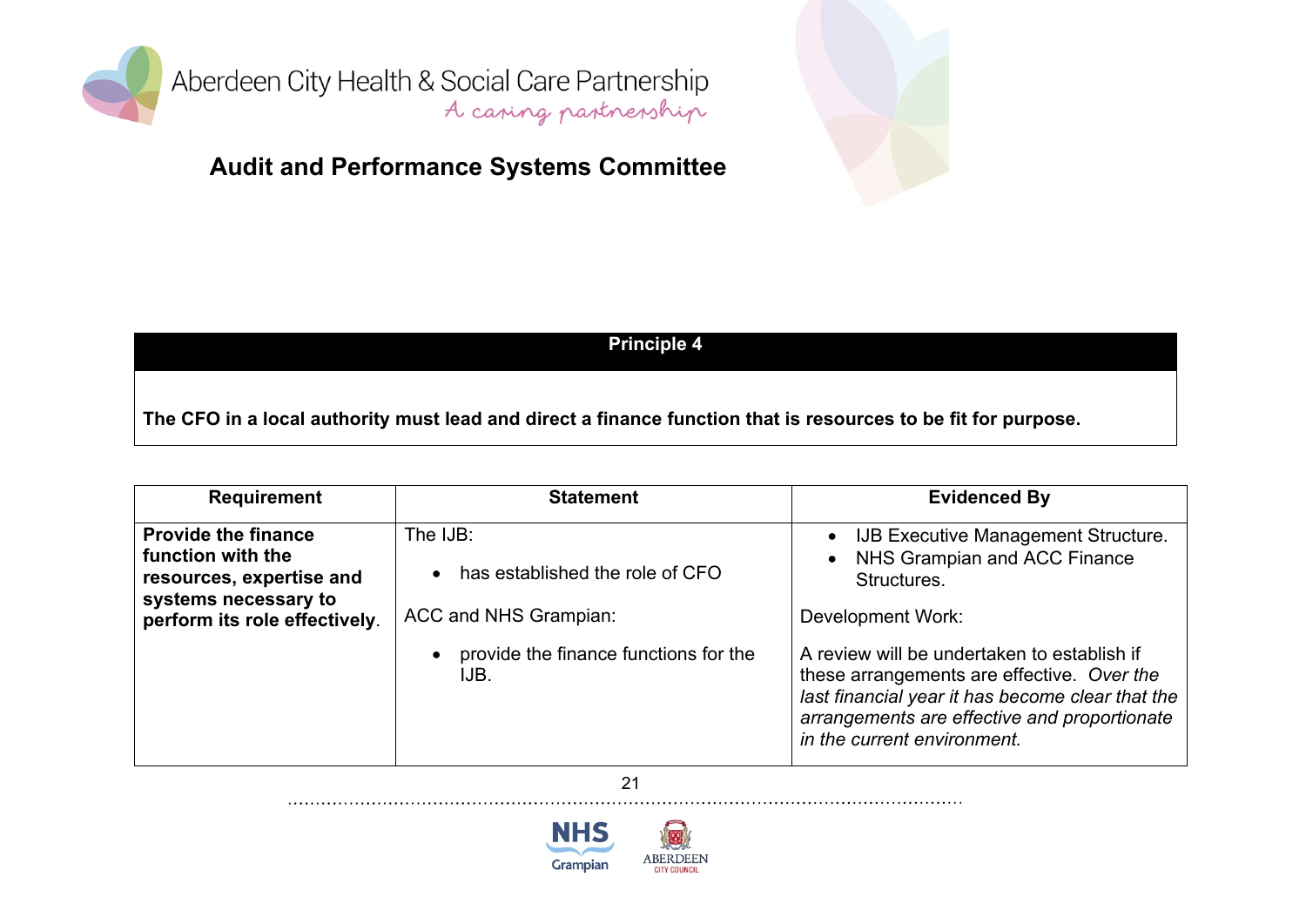## Audit and Performance Systems Committee

| Principle 4 |
|---|
| **The CFO in a local authority must lead and direct a finance function that is resources to be fit for purpose.** |

| Requirement | Statement | Evidenced By |
|---|---|---|
| **Provide the finance function with the resources, expertise and systems necessary to perform its role effectively**. | The IJB:<br>• has established the role of CFO<br><br>ACC and NHS Grampian:<br>• provide the finance functions for the IJB. | • IJB Executive Management Structure.<br>• NHS Grampian and ACC Finance Structures.<br><br>Development Work:<br><br>A review will be undertaken to establish if these arrangements are effective. *Over the last financial year it has become clear that the arrangements are effective and proportionate in the current environment.* |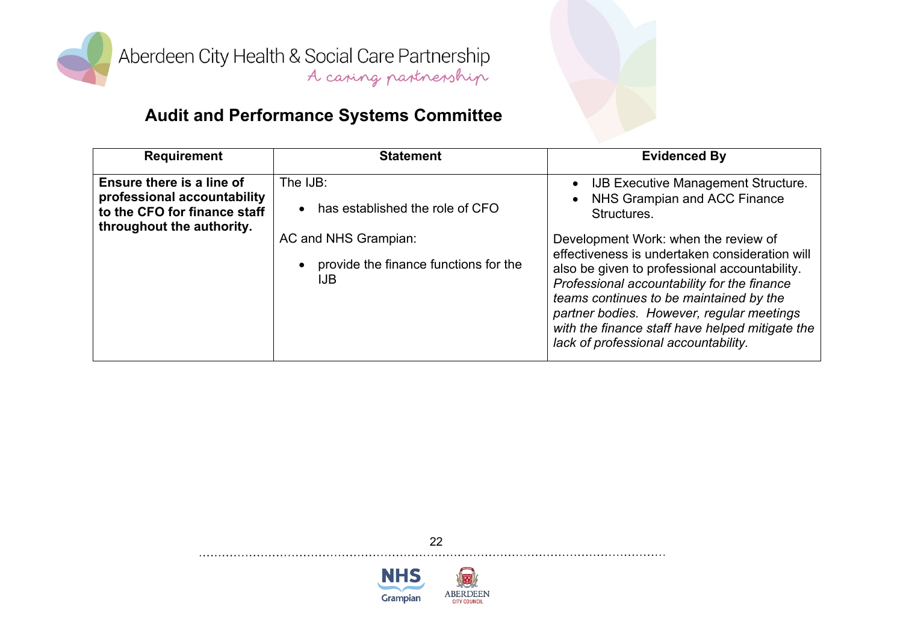## Audit and Performance Systems Committee

| Requirement | Statement | Evidenced By |
|---|---|---|
| **Ensure there is a line of professional accountability to the CFO for finance staff throughout the authority.** | The IJB:<br>• has established the role of CFO<br><br>AC and NHS Grampian:<br>• provide the finance functions for the IJB | • IJB Executive Management Structure.<br>• NHS Grampian and ACC Finance Structures.<br><br>Development Work: when the review of effectiveness is undertaken consideration will also be given to professional accountability. *Professional accountability for the finance teams continues to be maintained by the partner bodies. However, regular meetings with the finance staff have helped mitigate the lack of professional accountability.* |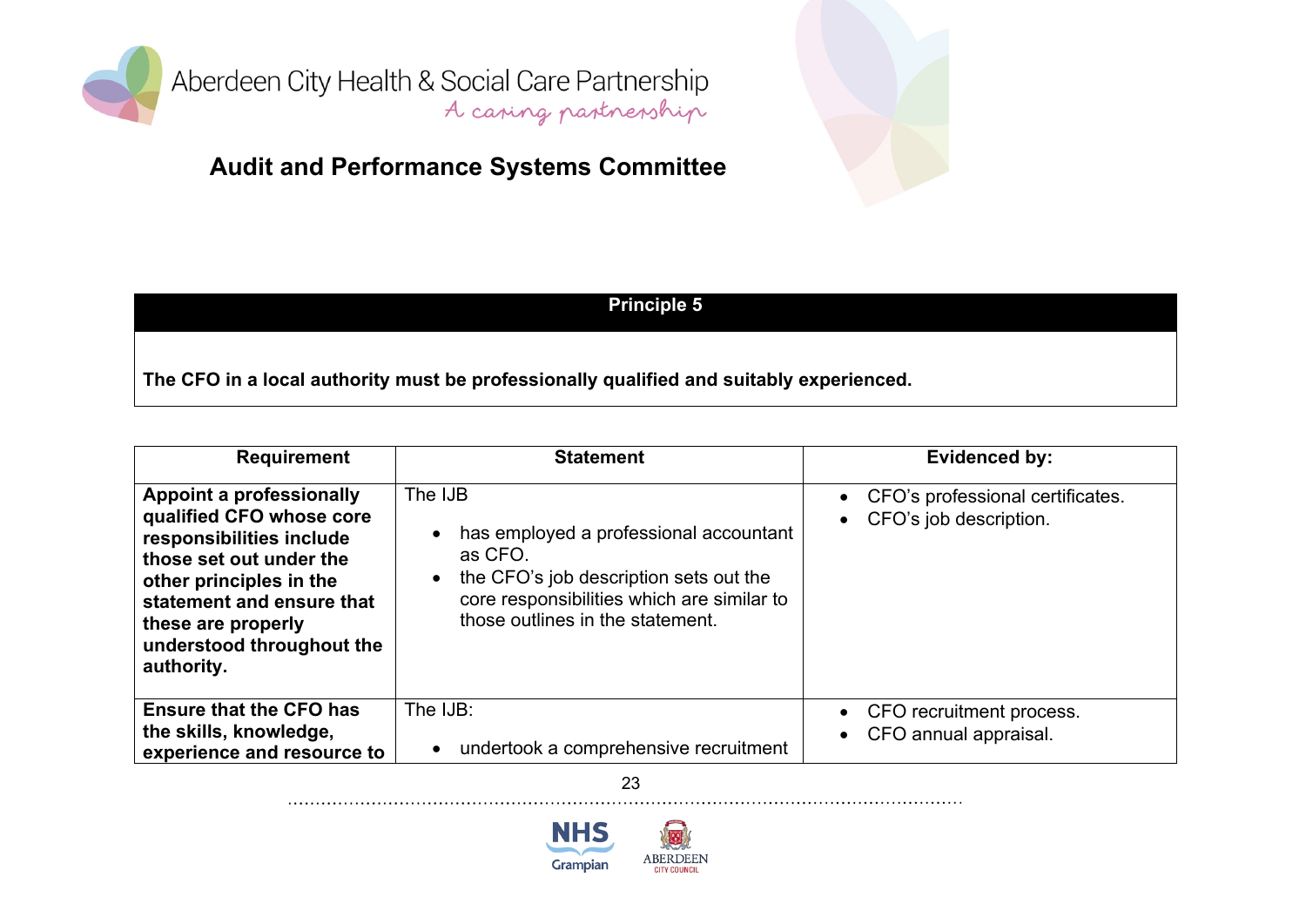## Principle 5

**The CFO in a local authority must be professionally qualified and suitably experienced.**

| Requirement | Statement | Evidenced by: |
|---|---|---|
| **Appoint a professionally qualified CFO whose core responsibilities include those set out under the other principles in the statement and ensure that these are properly understood throughout the authority.** | The IJB<br>• has employed a professional accountant as CFO.<br>• the CFO's job description sets out the core responsibilities which are similar to those outlines in the statement. | • CFO's professional certificates.<br>• CFO's job description. |
| **Ensure that the CFO has the skills, knowledge, experience and resource to** | The IJB:<br>• undertook a comprehensive recruitment | • CFO recruitment process.<br>• CFO annual appraisal. |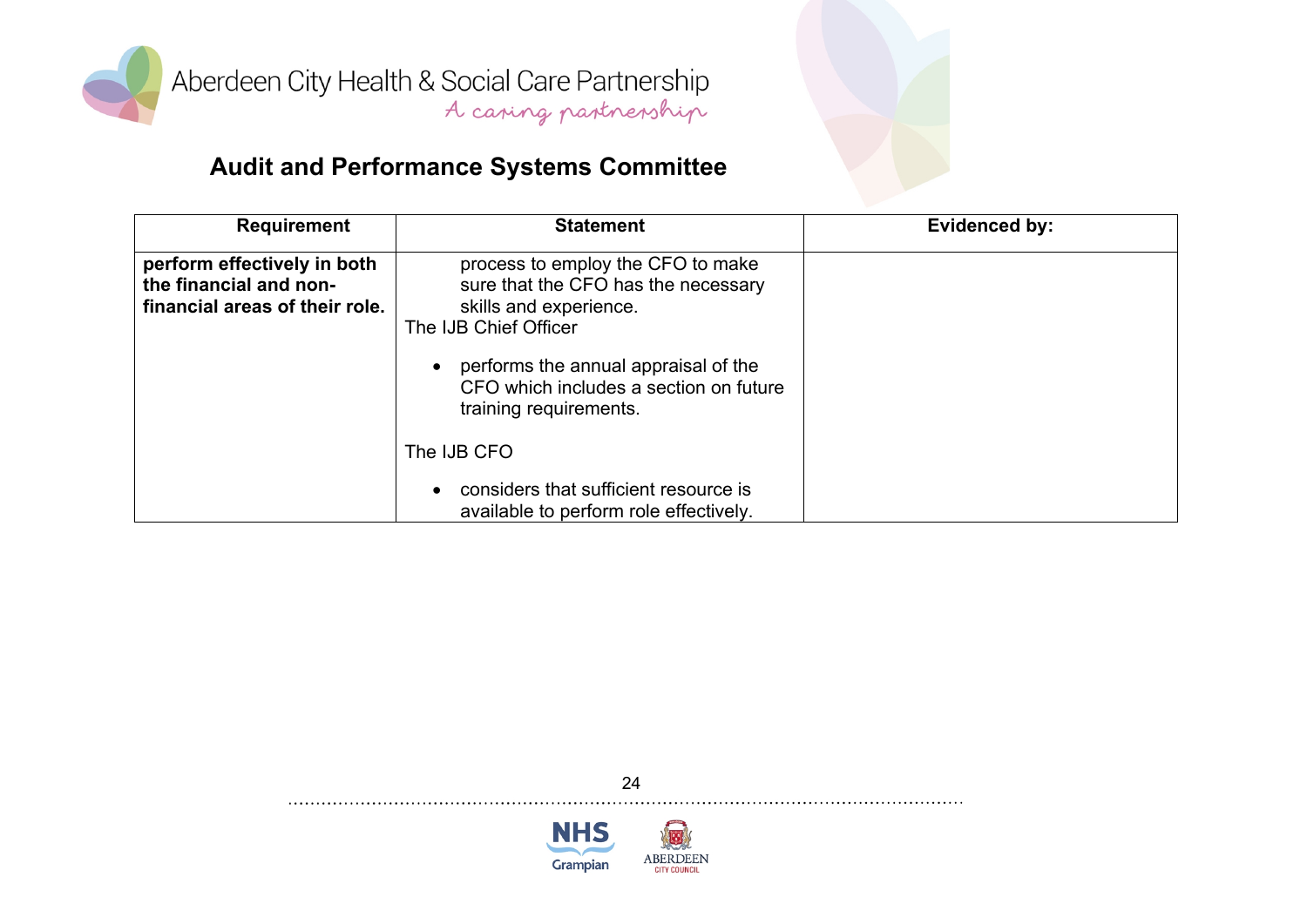## Audit and Performance Systems Committee

| Requirement | Statement | Evidenced by: |
|---|---|---|
| **perform effectively in both the financial and non-financial areas of their role.** | process to employ the CFO to make sure that the CFO has the necessary skills and experience.<br>The IJB Chief Officer<br>• performs the annual appraisal of the CFO which includes a section on future training requirements.<br><br>The IJB CFO<br>• considers that sufficient resource is available to perform role effectively. | |